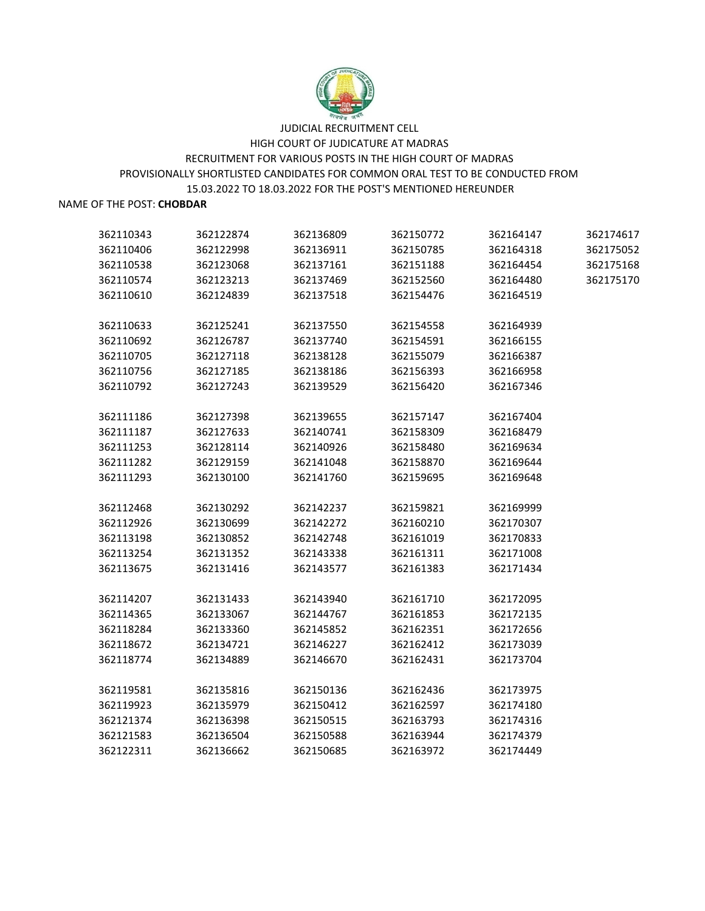JUDICIAL RECRUITMENT CELL

HIGH COURT OF JUDICATURE AT MADRAS

RECRUITMENT FOR VARIOUS POSTS IN THE HIGH COURT OF MADRAS

PROVISIONALLY SHORTLISTED CANDIDATES FOR COMMON ORAL TEST TO BE CONDUCTED FROM 15.03.2022 TO 18.03.2022 FOR THE POST'S MENTIONED HEREUNDER

NAME OF THE POST: **CHOBDAR**

| | | | | | |
|---|---|---|---|---|---|
| 362110343 | 362122874 | 362136809 | 362150772 | 362164147 | 362174617 |
| 362110406 | 362122998 | 362136911 | 362150785 | 362164318 | 362175052 |
| 362110538 | 362123068 | 362137161 | 362151188 | 362164454 | 362175168 |
| 362110574 | 362123213 | 362137469 | 362152560 | 362164480 | 362175170 |
| 362110610 | 362124839 | 362137518 | 362154476 | 362164519 | |
| 362110633 | 362125241 | 362137550 | 362154558 | 362164939 | |
| 362110692 | 362126787 | 362137740 | 362154591 | 362166155 | |
| 362110705 | 362127118 | 362138128 | 362155079 | 362166387 | |
| 362110756 | 362127185 | 362138186 | 362156393 | 362166958 | |
| 362110792 | 362127243 | 362139529 | 362156420 | 362167346 | |
| 362111186 | 362127398 | 362139655 | 362157147 | 362167404 | |
| 362111187 | 362127633 | 362140741 | 362158309 | 362168479 | |
| 362111253 | 362128114 | 362140926 | 362158480 | 362169634 | |
| 362111282 | 362129159 | 362141048 | 362158870 | 362169644 | |
| 362111293 | 362130100 | 362141760 | 362159695 | 362169648 | |
| 362112468 | 362130292 | 362142237 | 362159821 | 362169999 | |
| 362112926 | 362130699 | 362142272 | 362160210 | 362170307 | |
| 362113198 | 362130852 | 362142748 | 362161019 | 362170833 | |
| 362113254 | 362131352 | 362143338 | 362161311 | 362171008 | |
| 362113675 | 362131416 | 362143577 | 362161383 | 362171434 | |
| 362114207 | 362131433 | 362143940 | 362161710 | 362172095 | |
| 362114365 | 362133067 | 362144767 | 362161853 | 362172135 | |
| 362118284 | 362133360 | 362145852 | 362162351 | 362172656 | |
| 362118672 | 362134721 | 362146227 | 362162412 | 362173039 | |
| 362118774 | 362134889 | 362146670 | 362162431 | 362173704 | |
| 362119581 | 362135816 | 362150136 | 362162436 | 362173975 | |
| 362119923 | 362135979 | 362150412 | 362162597 | 362174180 | |
| 362121374 | 362136398 | 362150515 | 362163793 | 362174316 | |
| 362121583 | 362136504 | 362150588 | 362163944 | 362174379 | |
| 362122311 | 362136662 | 362150685 | 362163972 | 362174449 | |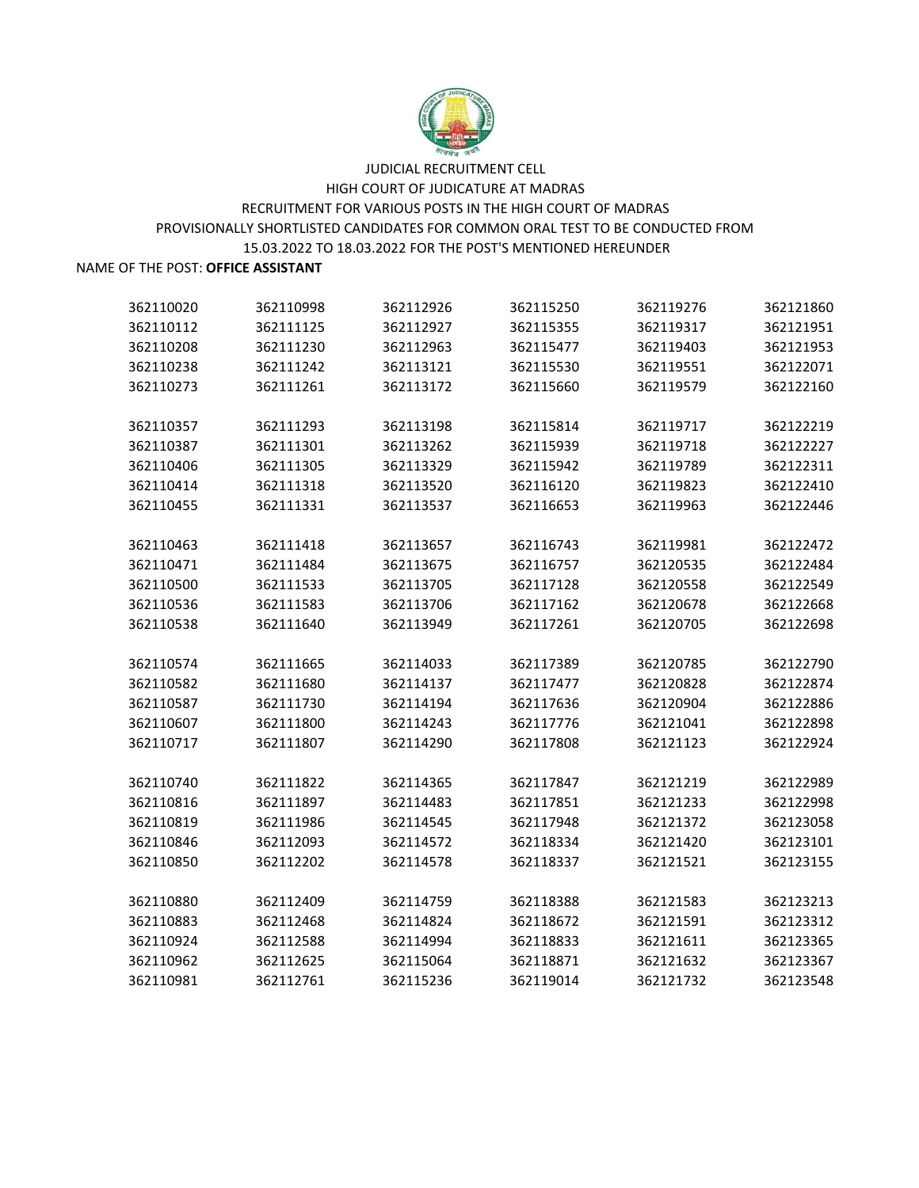JUDICIAL RECRUITMENT CELL

HIGH COURT OF JUDICATURE AT MADRAS

RECRUITMENT FOR VARIOUS POSTS IN THE HIGH COURT OF MADRAS

PROVISIONALLY SHORTLISTED CANDIDATES FOR COMMON ORAL TEST TO BE CONDUCTED FROM 15.03.2022 TO 18.03.2022 FOR THE POST'S MENTIONED HEREUNDER

NAME OF THE POST: **OFFICE ASSISTANT**

| | | | | | |
|---|---|---|---|---|---|
| 362110020 | 362110998 | 362112926 | 362115250 | 362119276 | 362121860 |
| 362110112 | 362111125 | 362112927 | 362115355 | 362119317 | 362121951 |
| 362110208 | 362111230 | 362112963 | 362115477 | 362119403 | 362121953 |
| 362110238 | 362111242 | 362113121 | 362115530 | 362119551 | 362122071 |
| 362110273 | 362111261 | 362113172 | 362115660 | 362119579 | 362122160 |
| 362110357 | 362111293 | 362113198 | 362115814 | 362119717 | 362122219 |
| 362110387 | 362111301 | 362113262 | 362115939 | 362119718 | 362122227 |
| 362110406 | 362111305 | 362113329 | 362115942 | 362119789 | 362122311 |
| 362110414 | 362111318 | 362113520 | 362116120 | 362119823 | 362122410 |
| 362110455 | 362111331 | 362113537 | 362116653 | 362119963 | 362122446 |
| 362110463 | 362111418 | 362113657 | 362116743 | 362119981 | 362122472 |
| 362110471 | 362111484 | 362113675 | 362116757 | 362120535 | 362122484 |
| 362110500 | 362111533 | 362113705 | 362117128 | 362120558 | 362122549 |
| 362110536 | 362111583 | 362113706 | 362117162 | 362120678 | 362122668 |
| 362110538 | 362111640 | 362113949 | 362117261 | 362120705 | 362122698 |
| 362110574 | 362111665 | 362114033 | 362117389 | 362120785 | 362122790 |
| 362110582 | 362111680 | 362114137 | 362117477 | 362120828 | 362122874 |
| 362110587 | 362111730 | 362114194 | 362117636 | 362120904 | 362122886 |
| 362110607 | 362111800 | 362114243 | 362117776 | 362121041 | 362122898 |
| 362110717 | 362111807 | 362114290 | 362117808 | 362121123 | 362122924 |
| 362110740 | 362111822 | 362114365 | 362117847 | 362121219 | 362122989 |
| 362110816 | 362111897 | 362114483 | 362117851 | 362121233 | 362122998 |
| 362110819 | 362111986 | 362114545 | 362117948 | 362121372 | 362123058 |
| 362110846 | 362112093 | 362114572 | 362118334 | 362121420 | 362123101 |
| 362110850 | 362112202 | 362114578 | 362118337 | 362121521 | 362123155 |
| 362110880 | 362112409 | 362114759 | 362118388 | 362121583 | 362123213 |
| 362110883 | 362112468 | 362114824 | 362118672 | 362121591 | 362123312 |
| 362110924 | 362112588 | 362114994 | 362118833 | 362121611 | 362123365 |
| 362110962 | 362112625 | 362115064 | 362118871 | 362121632 | 362123367 |
| 362110981 | 362112761 | 362115236 | 362119014 | 362121732 | 362123548 |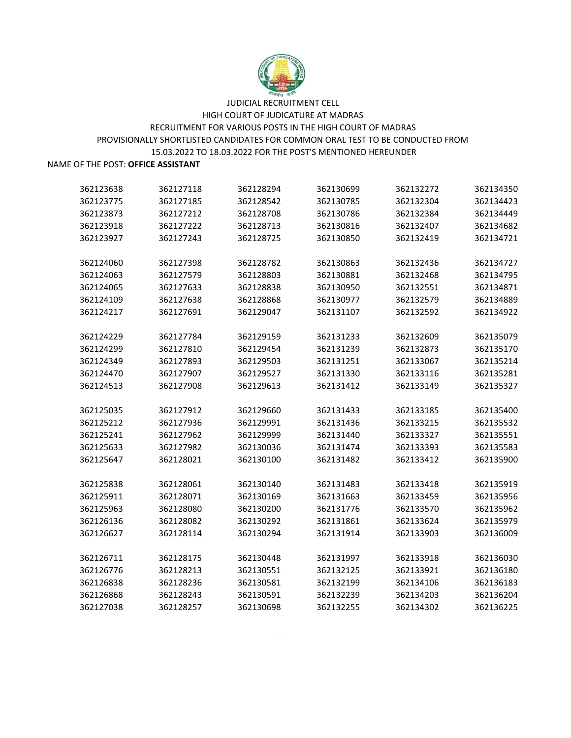JUDICIAL RECRUITMENT CELL

HIGH COURT OF JUDICATURE AT MADRAS

RECRUITMENT FOR VARIOUS POSTS IN THE HIGH COURT OF MADRAS

PROVISIONALLY SHORTLISTED CANDIDATES FOR COMMON ORAL TEST TO BE CONDUCTED FROM 15.03.2022 TO 18.03.2022 FOR THE POST'S MENTIONED HEREUNDER

NAME OF THE POST: **OFFICE ASSISTANT**

| | | | | | |
|---|---|---|---|---|---|
| 362123638 | 362127118 | 362128294 | 362130699 | 362132272 | 362134350 |
| 362123775 | 362127185 | 362128542 | 362130785 | 362132304 | 362134423 |
| 362123873 | 362127212 | 362128708 | 362130786 | 362132384 | 362134449 |
| 362123918 | 362127222 | 362128713 | 362130816 | 362132407 | 362134682 |
| 362123927 | 362127243 | 362128725 | 362130850 | 362132419 | 362134721 |
| 362124060 | 362127398 | 362128782 | 362130863 | 362132436 | 362134727 |
| 362124063 | 362127579 | 362128803 | 362130881 | 362132468 | 362134795 |
| 362124065 | 362127633 | 362128838 | 362130950 | 362132551 | 362134871 |
| 362124109 | 362127638 | 362128868 | 362130977 | 362132579 | 362134889 |
| 362124217 | 362127691 | 362129047 | 362131107 | 362132592 | 362134922 |
| 362124229 | 362127784 | 362129159 | 362131233 | 362132609 | 362135079 |
| 362124299 | 362127810 | 362129454 | 362131239 | 362132873 | 362135170 |
| 362124349 | 362127893 | 362129503 | 362131251 | 362133067 | 362135214 |
| 362124470 | 362127907 | 362129527 | 362131330 | 362133116 | 362135281 |
| 362124513 | 362127908 | 362129613 | 362131412 | 362133149 | 362135327 |
| 362125035 | 362127912 | 362129660 | 362131433 | 362133185 | 362135400 |
| 362125212 | 362127936 | 362129991 | 362131436 | 362133215 | 362135532 |
| 362125241 | 362127962 | 362129999 | 362131440 | 362133327 | 362135551 |
| 362125633 | 362127982 | 362130036 | 362131474 | 362133393 | 362135583 |
| 362125647 | 362128021 | 362130100 | 362131482 | 362133412 | 362135900 |
| 362125838 | 362128061 | 362130140 | 362131483 | 362133418 | 362135919 |
| 362125911 | 362128071 | 362130169 | 362131663 | 362133459 | 362135956 |
| 362125963 | 362128080 | 362130200 | 362131776 | 362133570 | 362135962 |
| 362126136 | 362128082 | 362130292 | 362131861 | 362133624 | 362135979 |
| 362126627 | 362128114 | 362130294 | 362131914 | 362133903 | 362136009 |
| 362126711 | 362128175 | 362130448 | 362131997 | 362133918 | 362136030 |
| 362126776 | 362128213 | 362130551 | 362132125 | 362133921 | 362136180 |
| 362126838 | 362128236 | 362130581 | 362132199 | 362134106 | 362136183 |
| 362126868 | 362128243 | 362130591 | 362132239 | 362134203 | 362136204 |
| 362127038 | 362128257 | 362130698 | 362132255 | 362134302 | 362136225 |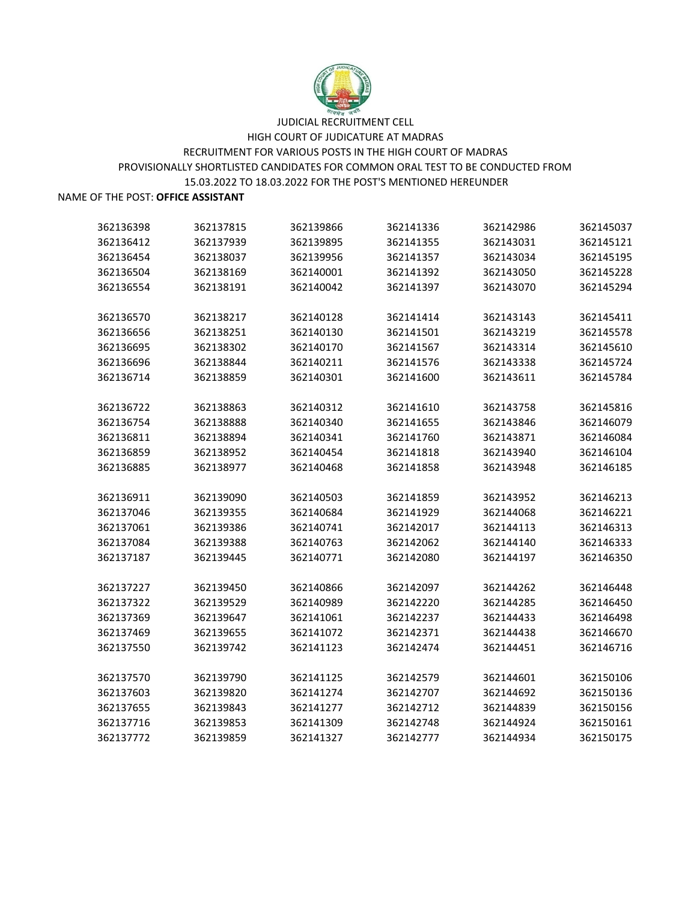JUDICIAL RECRUITMENT CELL

HIGH COURT OF JUDICATURE AT MADRAS

RECRUITMENT FOR VARIOUS POSTS IN THE HIGH COURT OF MADRAS

PROVISIONALLY SHORTLISTED CANDIDATES FOR COMMON ORAL TEST TO BE CONDUCTED FROM 15.03.2022 TO 18.03.2022 FOR THE POST'S MENTIONED HEREUNDER

NAME OF THE POST: **OFFICE ASSISTANT**

| | | | | | |
|---|---|---|---|---|---|
| 362136398 | 362137815 | 362139866 | 362141336 | 362142986 | 362145037 |
| 362136412 | 362137939 | 362139895 | 362141355 | 362143031 | 362145121 |
| 362136454 | 362138037 | 362139956 | 362141357 | 362143034 | 362145195 |
| 362136504 | 362138169 | 362140001 | 362141392 | 362143050 | 362145228 |
| 362136554 | 362138191 | 362140042 | 362141397 | 362143070 | 362145294 |
| 362136570 | 362138217 | 362140128 | 362141414 | 362143143 | 362145411 |
| 362136656 | 362138251 | 362140130 | 362141501 | 362143219 | 362145578 |
| 362136695 | 362138302 | 362140170 | 362141567 | 362143314 | 362145610 |
| 362136696 | 362138844 | 362140211 | 362141576 | 362143338 | 362145724 |
| 362136714 | 362138859 | 362140301 | 362141600 | 362143611 | 362145784 |
| 362136722 | 362138863 | 362140312 | 362141610 | 362143758 | 362145816 |
| 362136754 | 362138888 | 362140340 | 362141655 | 362143846 | 362146079 |
| 362136811 | 362138894 | 362140341 | 362141760 | 362143871 | 362146084 |
| 362136859 | 362138952 | 362140454 | 362141818 | 362143940 | 362146104 |
| 362136885 | 362138977 | 362140468 | 362141858 | 362143948 | 362146185 |
| 362136911 | 362139090 | 362140503 | 362141859 | 362143952 | 362146213 |
| 362137046 | 362139355 | 362140684 | 362141929 | 362144068 | 362146221 |
| 362137061 | 362139386 | 362140741 | 362142017 | 362144113 | 362146313 |
| 362137084 | 362139388 | 362140763 | 362142062 | 362144140 | 362146333 |
| 362137187 | 362139445 | 362140771 | 362142080 | 362144197 | 362146350 |
| 362137227 | 362139450 | 362140866 | 362142097 | 362144262 | 362146448 |
| 362137322 | 362139529 | 362140989 | 362142220 | 362144285 | 362146450 |
| 362137369 | 362139647 | 362141061 | 362142237 | 362144433 | 362146498 |
| 362137469 | 362139655 | 362141072 | 362142371 | 362144438 | 362146670 |
| 362137550 | 362139742 | 362141123 | 362142474 | 362144451 | 362146716 |
| 362137570 | 362139790 | 362141125 | 362142579 | 362144601 | 362150106 |
| 362137603 | 362139820 | 362141274 | 362142707 | 362144692 | 362150136 |
| 362137655 | 362139843 | 362141277 | 362142712 | 362144839 | 362150156 |
| 362137716 | 362139853 | 362141309 | 362142748 | 362144924 | 362150161 |
| 362137772 | 362139859 | 362141327 | 362142777 | 362144934 | 362150175 |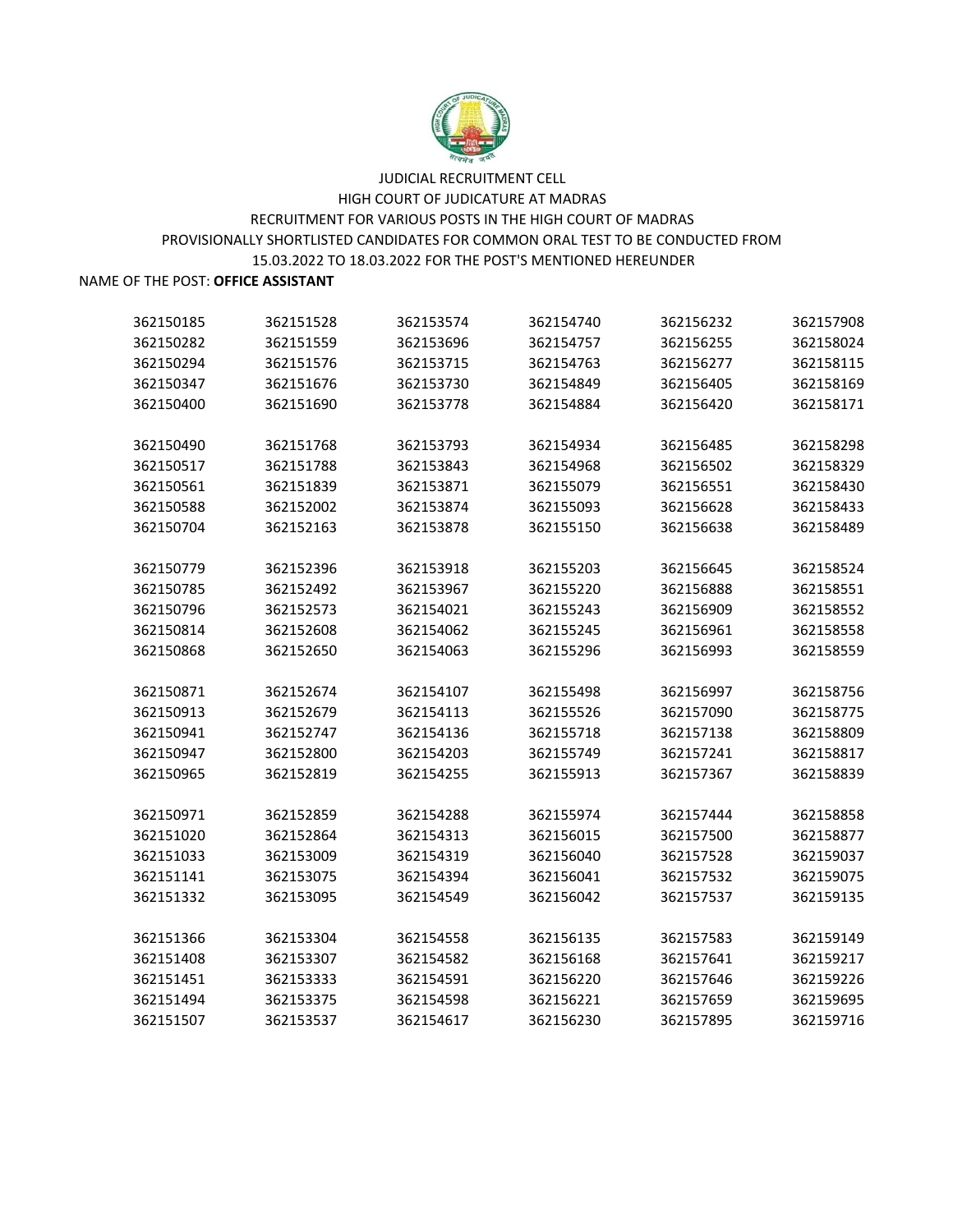JUDICIAL RECRUITMENT CELL

HIGH COURT OF JUDICATURE AT MADRAS

RECRUITMENT FOR VARIOUS POSTS IN THE HIGH COURT OF MADRAS

PROVISIONALLY SHORTLISTED CANDIDATES FOR COMMON ORAL TEST TO BE CONDUCTED FROM 15.03.2022 TO 18.03.2022 FOR THE POST'S MENTIONED HEREUNDER

NAME OF THE POST: **OFFICE ASSISTANT**

| | | | | | |
|---|---|---|---|---|---|
| 362150185 | 362151528 | 362153574 | 362154740 | 362156232 | 362157908 |
| 362150282 | 362151559 | 362153696 | 362154757 | 362156255 | 362158024 |
| 362150294 | 362151576 | 362153715 | 362154763 | 362156277 | 362158115 |
| 362150347 | 362151676 | 362153730 | 362154849 | 362156405 | 362158169 |
| 362150400 | 362151690 | 362153778 | 362154884 | 362156420 | 362158171 |
| 362150490 | 362151768 | 362153793 | 362154934 | 362156485 | 362158298 |
| 362150517 | 362151788 | 362153843 | 362154968 | 362156502 | 362158329 |
| 362150561 | 362151839 | 362153871 | 362155079 | 362156551 | 362158430 |
| 362150588 | 362152002 | 362153874 | 362155093 | 362156628 | 362158433 |
| 362150704 | 362152163 | 362153878 | 362155150 | 362156638 | 362158489 |
| 362150779 | 362152396 | 362153918 | 362155203 | 362156645 | 362158524 |
| 362150785 | 362152492 | 362153967 | 362155220 | 362156888 | 362158551 |
| 362150796 | 362152573 | 362154021 | 362155243 | 362156909 | 362158552 |
| 362150814 | 362152608 | 362154062 | 362155245 | 362156961 | 362158558 |
| 362150868 | 362152650 | 362154063 | 362155296 | 362156993 | 362158559 |
| 362150871 | 362152674 | 362154107 | 362155498 | 362156997 | 362158756 |
| 362150913 | 362152679 | 362154113 | 362155526 | 362157090 | 362158775 |
| 362150941 | 362152747 | 362154136 | 362155718 | 362157138 | 362158809 |
| 362150947 | 362152800 | 362154203 | 362155749 | 362157241 | 362158817 |
| 362150965 | 362152819 | 362154255 | 362155913 | 362157367 | 362158839 |
| 362150971 | 362152859 | 362154288 | 362155974 | 362157444 | 362158858 |
| 362151020 | 362152864 | 362154313 | 362156015 | 362157500 | 362158877 |
| 362151033 | 362153009 | 362154319 | 362156040 | 362157528 | 362159037 |
| 362151141 | 362153075 | 362154394 | 362156041 | 362157532 | 362159075 |
| 362151332 | 362153095 | 362154549 | 362156042 | 362157537 | 362159135 |
| 362151366 | 362153304 | 362154558 | 362156135 | 362157583 | 362159149 |
| 362151408 | 362153307 | 362154582 | 362156168 | 362157641 | 362159217 |
| 362151451 | 362153333 | 362154591 | 362156220 | 362157646 | 362159226 |
| 362151494 | 362153375 | 362154598 | 362156221 | 362157659 | 362159695 |
| 362151507 | 362153537 | 362154617 | 362156230 | 362157895 | 362159716 |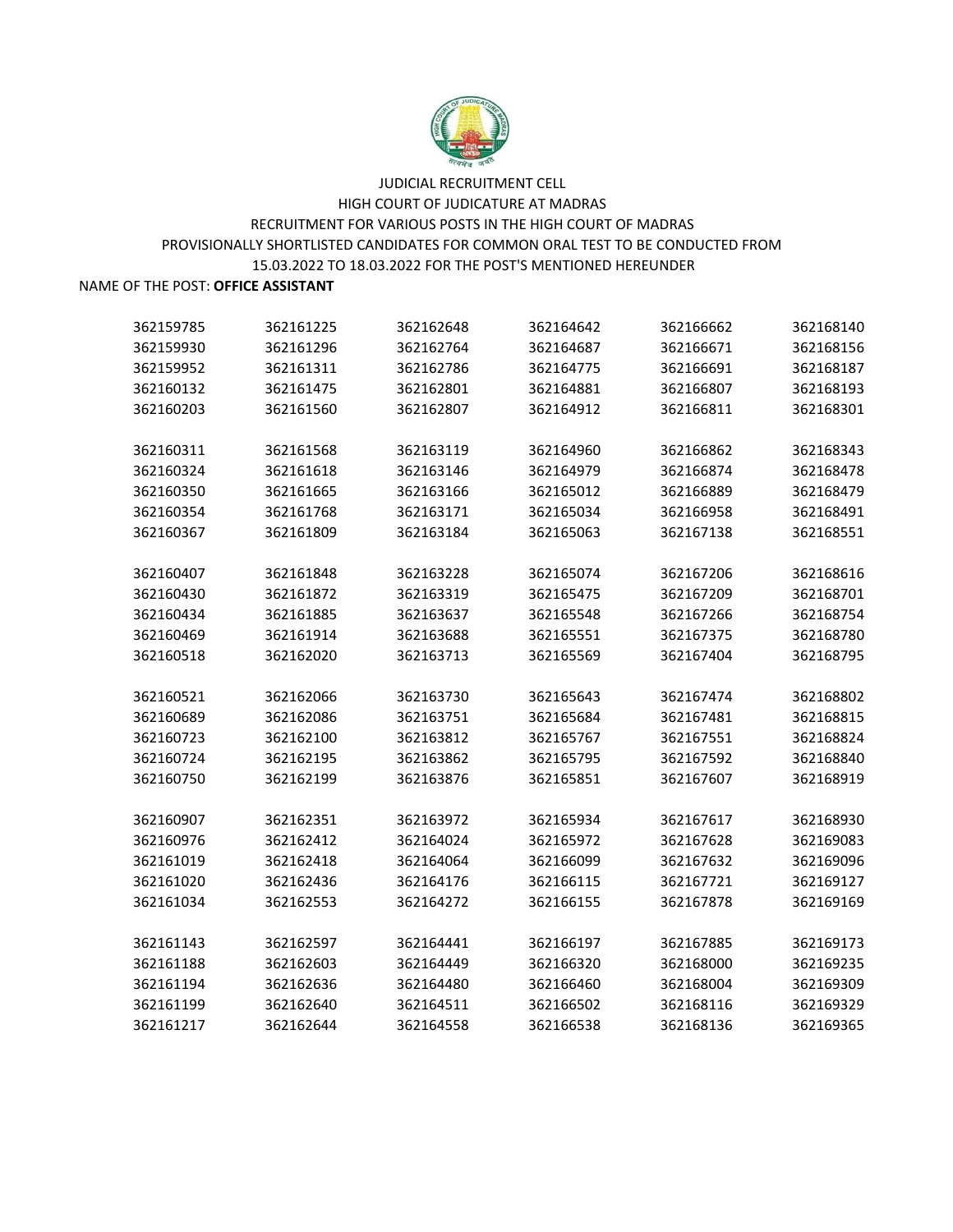JUDICIAL RECRUITMENT CELL

HIGH COURT OF JUDICATURE AT MADRAS

RECRUITMENT FOR VARIOUS POSTS IN THE HIGH COURT OF MADRAS

PROVISIONALLY SHORTLISTED CANDIDATES FOR COMMON ORAL TEST TO BE CONDUCTED FROM 15.03.2022 TO 18.03.2022 FOR THE POST'S MENTIONED HEREUNDER

NAME OF THE POST: **OFFICE ASSISTANT**

| | | | | | |
|---|---|---|---|---|---|
| 362159785 | 362161225 | 362162648 | 362164642 | 362166662 | 362168140 |
| 362159930 | 362161296 | 362162764 | 362164687 | 362166671 | 362168156 |
| 362159952 | 362161311 | 362162786 | 362164775 | 362166691 | 362168187 |
| 362160132 | 362161475 | 362162801 | 362164881 | 362166807 | 362168193 |
| 362160203 | 362161560 | 362162807 | 362164912 | 362166811 | 362168301 |
| 362160311 | 362161568 | 362163119 | 362164960 | 362166862 | 362168343 |
| 362160324 | 362161618 | 362163146 | 362164979 | 362166874 | 362168478 |
| 362160350 | 362161665 | 362163166 | 362165012 | 362166889 | 362168479 |
| 362160354 | 362161768 | 362163171 | 362165034 | 362166958 | 362168491 |
| 362160367 | 362161809 | 362163184 | 362165063 | 362167138 | 362168551 |
| 362160407 | 362161848 | 362163228 | 362165074 | 362167206 | 362168616 |
| 362160430 | 362161872 | 362163319 | 362165475 | 362167209 | 362168701 |
| 362160434 | 362161885 | 362163637 | 362165548 | 362167266 | 362168754 |
| 362160469 | 362161914 | 362163688 | 362165551 | 362167375 | 362168780 |
| 362160518 | 362162020 | 362163713 | 362165569 | 362167404 | 362168795 |
| 362160521 | 362162066 | 362163730 | 362165643 | 362167474 | 362168802 |
| 362160689 | 362162086 | 362163751 | 362165684 | 362167481 | 362168815 |
| 362160723 | 362162100 | 362163812 | 362165767 | 362167551 | 362168824 |
| 362160724 | 362162195 | 362163862 | 362165795 | 362167592 | 362168840 |
| 362160750 | 362162199 | 362163876 | 362165851 | 362167607 | 362168919 |
| 362160907 | 362162351 | 362163972 | 362165934 | 362167617 | 362168930 |
| 362160976 | 362162412 | 362164024 | 362165972 | 362167628 | 362169083 |
| 362161019 | 362162418 | 362164064 | 362166099 | 362167632 | 362169096 |
| 362161020 | 362162436 | 362164176 | 362166115 | 362167721 | 362169127 |
| 362161034 | 362162553 | 362164272 | 362166155 | 362167878 | 362169169 |
| 362161143 | 362162597 | 362164441 | 362166197 | 362167885 | 362169173 |
| 362161188 | 362162603 | 362164449 | 362166320 | 362168000 | 362169235 |
| 362161194 | 362162636 | 362164480 | 362166460 | 362168004 | 362169309 |
| 362161199 | 362162640 | 362164511 | 362166502 | 362168116 | 362169329 |
| 362161217 | 362162644 | 362164558 | 362166538 | 362168136 | 362169365 |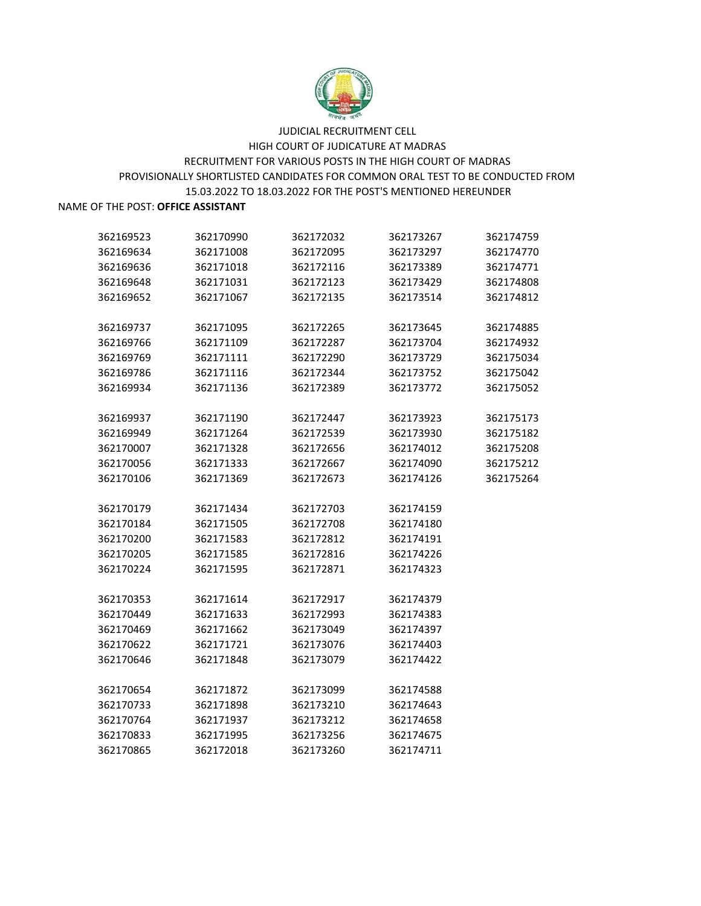JUDICIAL RECRUITMENT CELL

HIGH COURT OF JUDICATURE AT MADRAS

RECRUITMENT FOR VARIOUS POSTS IN THE HIGH COURT OF MADRAS

PROVISIONALLY SHORTLISTED CANDIDATES FOR COMMON ORAL TEST TO BE CONDUCTED FROM 15.03.2022 TO 18.03.2022 FOR THE POST'S MENTIONED HEREUNDER

NAME OF THE POST: **OFFICE ASSISTANT**

| | | | | |
|---|---|---|---|---|
| 362169523 | 362170990 | 362172032 | 362173267 | 362174759 |
| 362169634 | 362171008 | 362172095 | 362173297 | 362174770 |
| 362169636 | 362171018 | 362172116 | 362173389 | 362174771 |
| 362169648 | 362171031 | 362172123 | 362173429 | 362174808 |
| 362169652 | 362171067 | 362172135 | 362173514 | 362174812 |
| 362169737 | 362171095 | 362172265 | 362173645 | 362174885 |
| 362169766 | 362171109 | 362172287 | 362173704 | 362174932 |
| 362169769 | 362171111 | 362172290 | 362173729 | 362175034 |
| 362169786 | 362171116 | 362172344 | 362173752 | 362175042 |
| 362169934 | 362171136 | 362172389 | 362173772 | 362175052 |
| 362169937 | 362171190 | 362172447 | 362173923 | 362175173 |
| 362169949 | 362171264 | 362172539 | 362173930 | 362175182 |
| 362170007 | 362171328 | 362172656 | 362174012 | 362175208 |
| 362170056 | 362171333 | 362172667 | 362174090 | 362175212 |
| 362170106 | 362171369 | 362172673 | 362174126 | 362175264 |
| 362170179 | 362171434 | 362172703 | 362174159 | |
| 362170184 | 362171505 | 362172708 | 362174180 | |
| 362170200 | 362171583 | 362172812 | 362174191 | |
| 362170205 | 362171585 | 362172816 | 362174226 | |
| 362170224 | 362171595 | 362172871 | 362174323 | |
| 362170353 | 362171614 | 362172917 | 362174379 | |
| 362170449 | 362171633 | 362172993 | 362174383 | |
| 362170469 | 362171662 | 362173049 | 362174397 | |
| 362170622 | 362171721 | 362173076 | 362174403 | |
| 362170646 | 362171848 | 362173079 | 362174422 | |
| 362170654 | 362171872 | 362173099 | 362174588 | |
| 362170733 | 362171898 | 362173210 | 362174643 | |
| 362170764 | 362171937 | 362173212 | 362174658 | |
| 362170833 | 362171995 | 362173256 | 362174675 | |
| 362170865 | 362172018 | 362173260 | 362174711 | |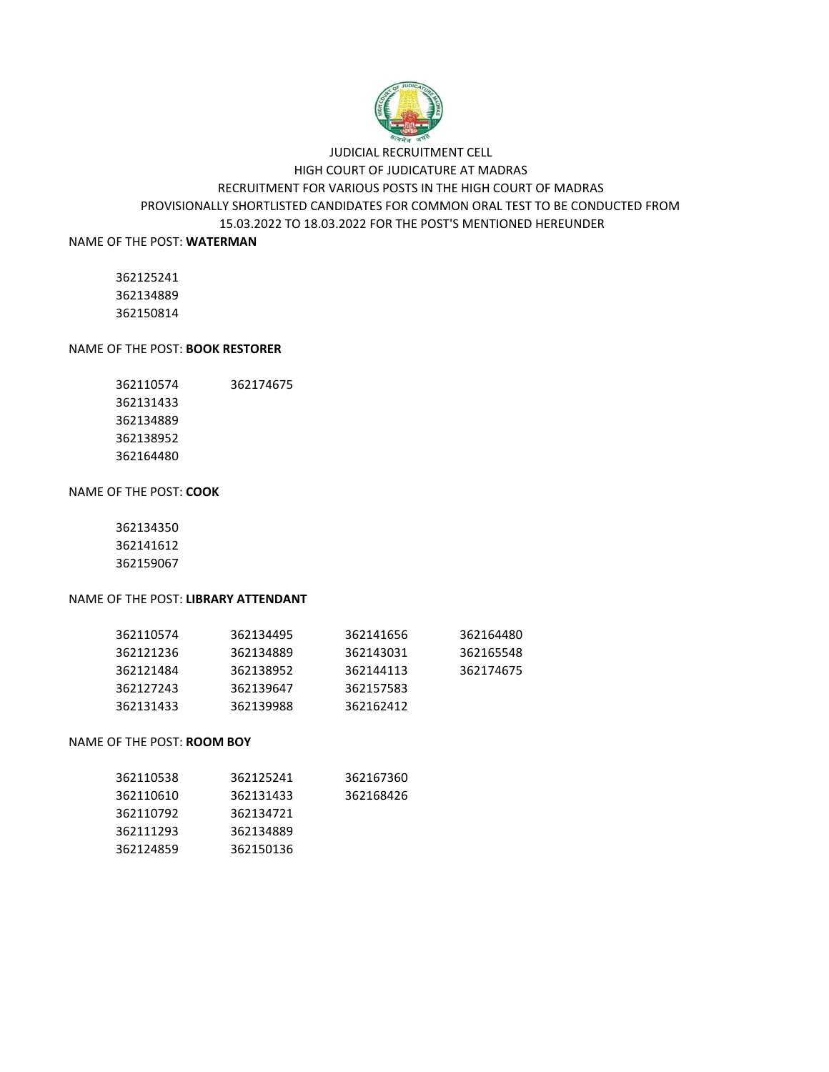JUDICIAL RECRUITMENT CELL

HIGH COURT OF JUDICATURE AT MADRAS

RECRUITMENT FOR VARIOUS POSTS IN THE HIGH COURT OF MADRAS

PROVISIONALLY SHORTLISTED CANDIDATES FOR COMMON ORAL TEST TO BE CONDUCTED FROM 15.03.2022 TO 18.03.2022 FOR THE POST'S MENTIONED HEREUNDER

NAME OF THE POST: **WATERMAN**

362125241
362134889
362150814

NAME OF THE POST: **BOOK RESTORER**

| | |
|---|---|
| 362110574 | 362174675 |
| 362131433 | |
| 362134889 | |
| 362138952 | |
| 362164480 | |

NAME OF THE POST: **COOK**

362134350
362141612
362159067

NAME OF THE POST: **LIBRARY ATTENDANT**

| | | | |
|---|---|---|---|
| 362110574 | 362134495 | 362141656 | 362164480 |
| 362121236 | 362134889 | 362143031 | 362165548 |
| 362121484 | 362138952 | 362144113 | 362174675 |
| 362127243 | 362139647 | 362157583 | |
| 362131433 | 362139988 | 362162412 | |

NAME OF THE POST: **ROOM BOY**

| | | |
|---|---|---|
| 362110538 | 362125241 | 362167360 |
| 362110610 | 362131433 | 362168426 |
| 362110792 | 362134721 | |
| 362111293 | 362134889 | |
| 362124859 | 362150136 | |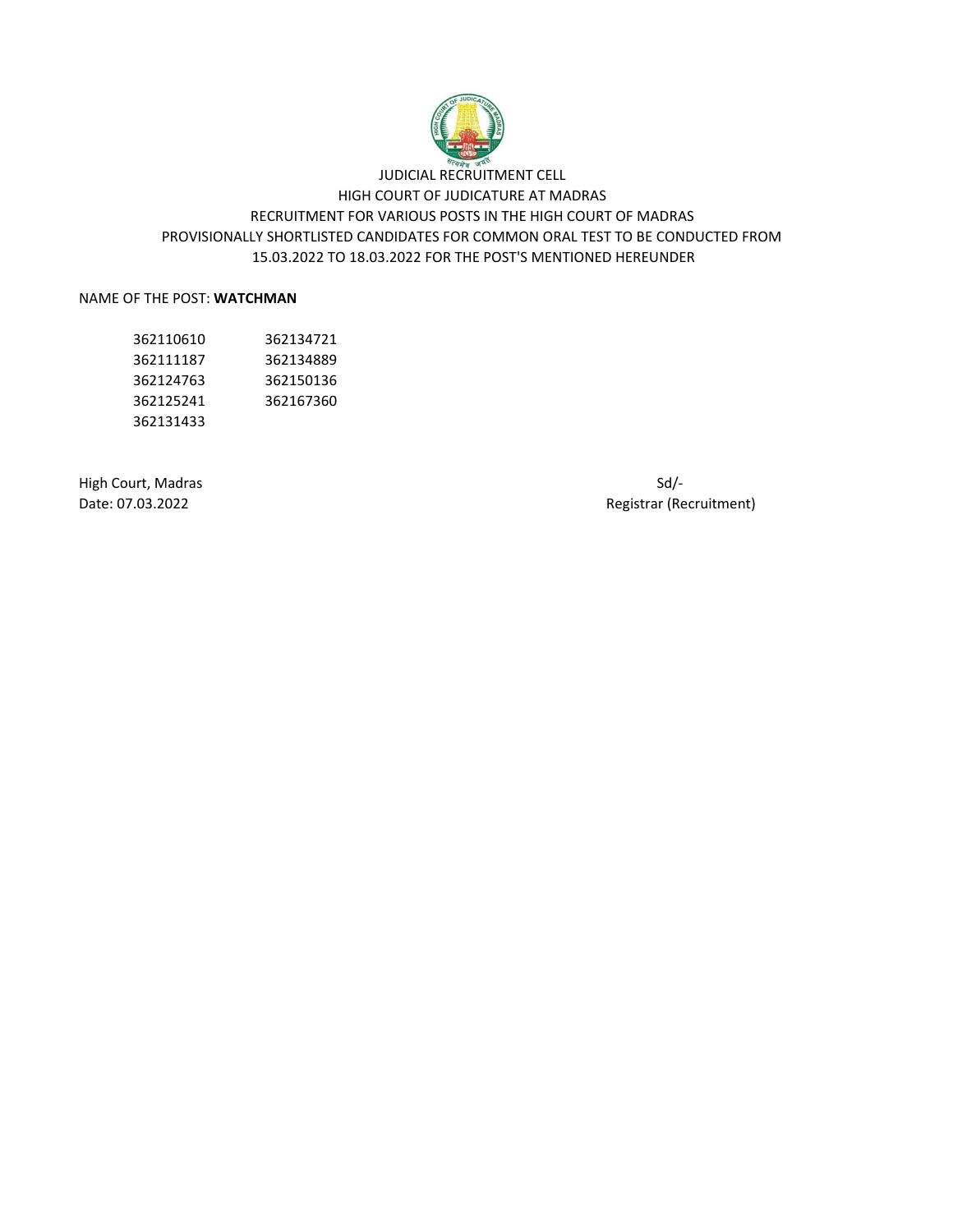JUDICIAL RECRUITMENT CELL
HIGH COURT OF JUDICATURE AT MADRAS
RECRUITMENT FOR VARIOUS POSTS IN THE HIGH COURT OF MADRAS
PROVISIONALLY SHORTLISTED CANDIDATES FOR COMMON ORAL TEST TO BE CONDUCTED FROM 15.03.2022 TO 18.03.2022 FOR THE POST'S MENTIONED HEREUNDER

NAME OF THE POST: **WATCHMAN**

| | |
|---|---|
| 362110610 | 362134721 |
| 362111187 | 362134889 |
| 362124763 | 362150136 |
| 362125241 | 362167360 |
| 362131433 | |

High Court, Madras
Date: 07.03.2022

Sd/-
Registrar (Recruitment)